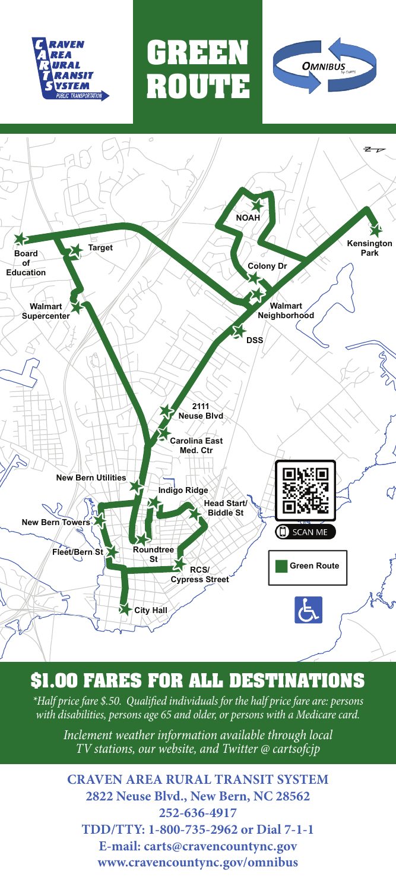CRAVEN AREA RURAL TRANSIT SYSTEM
PUBLIC TRANSPORTATION

# GREEN ROUTE

OMNIBUS by CARTS

Board of Education
Target
Walmart Supercenter
NOAH
Kensington Park
Colony Dr
Walmart Neighborhood
DSS
2111 Neuse Blvd
Carolina East Med. Ctr
New Bern Utilities
Indigo Ridge
Head Start/ Biddle St
New Bern Towers
Fleet/Bern St
Roundtree St
RCS/ Cypress Street
City Hall

SCAN ME

Green Route

## $1.00 FARES FOR ALL DESTINATIONS

*\*Half price fare $.50. Qualified individuals for the half price fare are: persons with disabilities, persons age 65 and older, or persons with a Medicare card.*

*Inclement weather information available through local TV stations, our website, and Twitter @ cartsofcjp*

**CRAVEN AREA RURAL TRANSIT SYSTEM**
**2822 Neuse Blvd., New Bern, NC 28562**
**252-636-4917**
**TDD/TTY: 1-800-735-2962 or Dial 7-1-1**
**E-mail: carts@cravencountync.gov**
**www.cravencountync.gov/omnibus**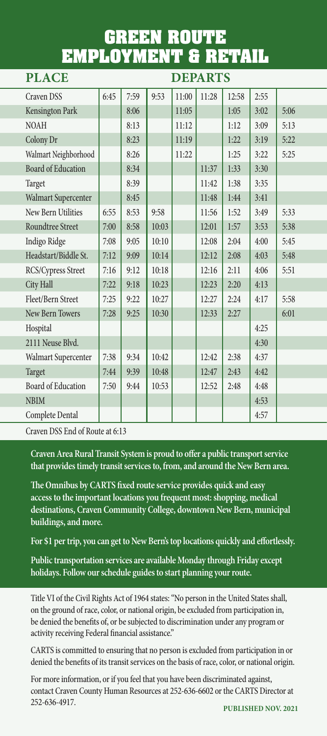# GREEN ROUTE EMPLOYMENT & RETAIL

| PLACE | DEPARTS | | | | | | | |
|---|---|---|---|---|---|---|---|---|
| Craven DSS | 6:45 | 7:59 | 9:53 | 11:00 | 11:28 | 12:58 | 2:55 | |
| Kensington Park | | 8:06 | | 11:05 | | 1:05 | 3:02 | 5:06 |
| NOAH | | 8:13 | | 11:12 | | 1:12 | 3:09 | 5:13 |
| Colony Dr | | 8:23 | | 11:19 | | 1:22 | 3:19 | 5:22 |
| Walmart Neighborhood | | 8:26 | | 11:22 | | 1:25 | 3:22 | 5:25 |
| Board of Education | | 8:34 | | | 11:37 | 1:33 | 3:30 | |
| Target | | 8:39 | | | 11:42 | 1:38 | 3:35 | |
| Walmart Supercenter | | 8:45 | | | 11:48 | 1:44 | 3:41 | |
| New Bern Utilities | 6:55 | 8:53 | 9:58 | | 11:56 | 1:52 | 3:49 | 5:33 |
| Roundtree Street | 7:00 | 8:58 | 10:03 | | 12:01 | 1:57 | 3:53 | 5:38 |
| Indigo Ridge | 7:08 | 9:05 | 10:10 | | 12:08 | 2:04 | 4:00 | 5:45 |
| Headstart/Biddle St. | 7:12 | 9:09 | 10:14 | | 12:12 | 2:08 | 4:03 | 5:48 |
| RCS/Cypress Street | 7:16 | 9:12 | 10:18 | | 12:16 | 2:11 | 4:06 | 5:51 |
| City Hall | 7:22 | 9:18 | 10:23 | | 12:23 | 2:20 | 4:13 | |
| Fleet/Bern Street | 7:25 | 9:22 | 10:27 | | 12:27 | 2:24 | 4:17 | 5:58 |
| New Bern Towers | 7:28 | 9:25 | 10:30 | | 12:33 | 2:27 | | 6:01 |
| Hospital | | | | | | | 4:25 | |
| 2111 Neuse Blvd. | | | | | | | 4:30 | |
| Walmart Supercenter | 7:38 | 9:34 | 10:42 | | 12:42 | 2:38 | 4:37 | |
| Target | 7:44 | 9:39 | 10:48 | | 12:47 | 2:43 | 4:42 | |
| Board of Education | 7:50 | 9:44 | 10:53 | | 12:52 | 2:48 | 4:48 | |
| NBIM | | | | | | | 4:53 | |
| Complete Dental | | | | | | | 4:57 | |

Craven DSS End of Route at 6:13

**Craven Area Rural Transit System is proud to offer a public transport service that provides timely transit services to, from, and around the New Bern area.**

**The Omnibus by CARTS fixed route service provides quick and easy access to the important locations you frequent most: shopping, medical destinations, Craven Community College, downtown New Bern, municipal buildings, and more.**

**For $1 per trip, you can get to New Bern's top locations quickly and effortlessly.**

**Public transportation services are available Monday through Friday except holidays. Follow our schedule guides to start planning your route.**

Title VI of the Civil Rights Act of 1964 states: "No person in the United States shall, on the ground of race, color, or national origin, be excluded from participation in, be denied the benefits of, or be subjected to discrimination under any program or activity receiving Federal financial assistance."

CARTS is committed to ensuring that no person is excluded from participation in or denied the benefits of its transit services on the basis of race, color, or national origin.

For more information, or if you feel that you have been discriminated against, contact Craven County Human Resources at 252-636-6602 or the CARTS Director at 252-636-4917.

**PUBLISHED NOV. 2021**